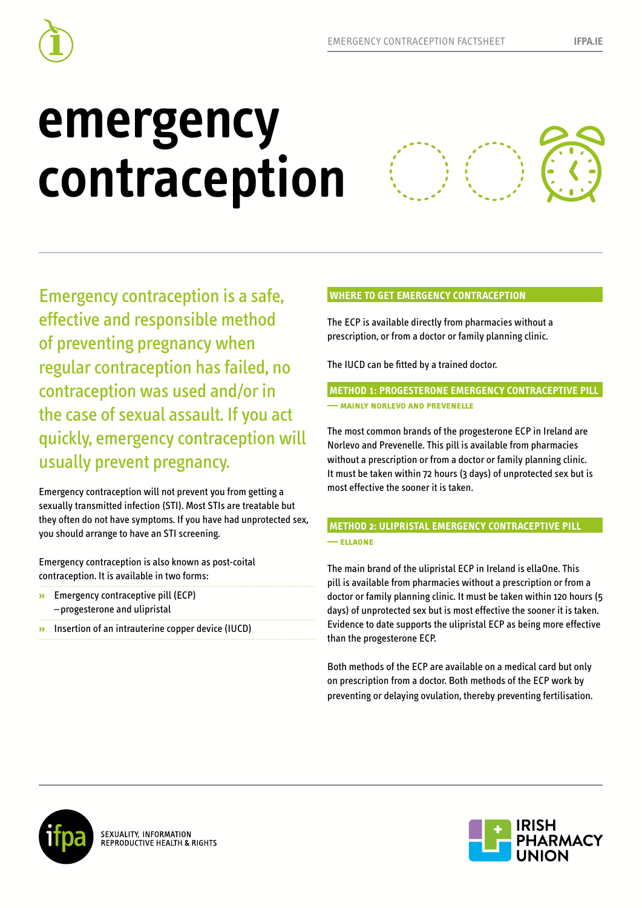# emergency contraception

Emergency contraception is a safe, effective and responsible method of preventing pregnancy when regular contraception has failed, no contraception was used and/or in the case of sexual assault. If you act quickly, emergency contraception will usually prevent pregnancy.

Emergency contraception will not prevent you from getting a sexually transmitted infection (STI). Most STIs are treatable but they often do not have symptoms. If you have had unprotected sex, you should arrange to have an STI screening.

Emergency contraception is also known as post-coital contraception. It is available in two forms:

- Emergency contraceptive pill (ECP) – progesterone and ulipristal
- Insertion of an intrauterine copper device (IUCD)

## WHERE TO GET EMERGENCY CONTRACEPTION

The ECP is available directly from pharmacies without a prescription, or from a doctor or family planning clinic.

The IUCD can be fitted by a trained doctor.

## METHOD 1: PROGESTERONE EMERGENCY CONTRACEPTIVE PILL

**— MAINLY NORLEVO AND PREVENELLE**

The most common brands of the progesterone ECP in Ireland are Norlevo and Prevenelle. This pill is available from pharmacies without a prescription or from a doctor or family planning clinic. It must be taken within 72 hours (3 days) of unprotected sex but is most effective the sooner it is taken.

## METHOD 2: ULIPRISTAL EMERGENCY CONTRACEPTIVE PILL

**— ELLAONE**

The main brand of the ulipristal ECP in Ireland is ellaOne. This pill is available from pharmacies without a prescription or from a doctor or family planning clinic. It must be taken within 120 hours (5 days) of unprotected sex but is most effective the sooner it is taken. Evidence to date supports the ulipristal ECP as being more effective than the progesterone ECP.

Both methods of the ECP are available on a medical card but only on prescription from a doctor. Both methods of the ECP work by preventing or delaying ovulation, thereby preventing fertilisation.

ifpa SEXUALITY, INFORMATION REPRODUCTIVE HEALTH & RIGHTS

IRISH PHARMACY UNION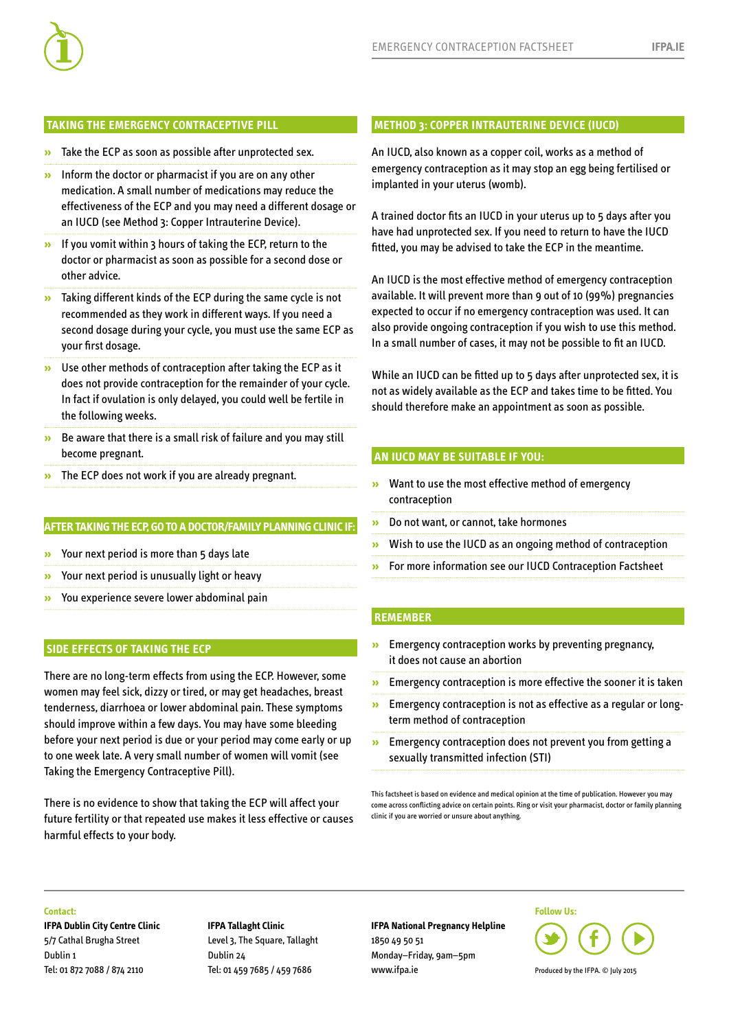## TAKING THE EMERGENCY CONTRACEPTIVE PILL

- Take the ECP as soon as possible after unprotected sex.
- Inform the doctor or pharmacist if you are on any other medication. A small number of medications may reduce the effectiveness of the ECP and you may need a different dosage or an IUCD (see Method 3: Copper Intrauterine Device).
- If you vomit within 3 hours of taking the ECP, return to the doctor or pharmacist as soon as possible for a second dose or other advice.
- Taking different kinds of the ECP during the same cycle is not recommended as they work in different ways. If you need a second dosage during your cycle, you must use the same ECP as your first dosage.
- Use other methods of contraception after taking the ECP as it does not provide contraception for the remainder of your cycle. In fact if ovulation is only delayed, you could well be fertile in the following weeks.
- Be aware that there is a small risk of failure and you may still become pregnant.
- The ECP does not work if you are already pregnant.

## AFTER TAKING THE ECP, GO TO A DOCTOR/FAMILY PLANNING CLINIC IF:

- Your next period is more than 5 days late
- Your next period is unusually light or heavy
- You experience severe lower abdominal pain

## SIDE EFFECTS OF TAKING THE ECP

There are no long-term effects from using the ECP. However, some women may feel sick, dizzy or tired, or may get headaches, breast tenderness, diarrhoea or lower abdominal pain. These symptoms should improve within a few days. You may have some bleeding before your next period is due or your period may come early or up to one week late. A very small number of women will vomit (see Taking the Emergency Contraceptive Pill).

There is no evidence to show that taking the ECP will affect your future fertility or that repeated use makes it less effective or causes harmful effects to your body.

## METHOD 3: COPPER INTRAUTERINE DEVICE (IUCD)

An IUCD, also known as a copper coil, works as a method of emergency contraception as it may stop an egg being fertilised or implanted in your uterus (womb).

A trained doctor fits an IUCD in your uterus up to 5 days after you have had unprotected sex. If you need to return to have the IUCD fitted, you may be advised to take the ECP in the meantime.

An IUCD is the most effective method of emergency contraception available. It will prevent more than 9 out of 10 (99%) pregnancies expected to occur if no emergency contraception was used. It can also provide ongoing contraception if you wish to use this method. In a small number of cases, it may not be possible to fit an IUCD.

While an IUCD can be fitted up to 5 days after unprotected sex, it is not as widely available as the ECP and takes time to be fitted. You should therefore make an appointment as soon as possible.

## AN IUCD MAY BE SUITABLE IF YOU:

- Want to use the most effective method of emergency contraception
- Do not want, or cannot, take hormones
- Wish to use the IUCD as an ongoing method of contraception
- For more information see our IUCD Contraception Factsheet

## REMEMBER

- Emergency contraception works by preventing pregnancy, it does not cause an abortion
- Emergency contraception is more effective the sooner it is taken
- Emergency contraception is not as effective as a regular or long-term method of contraception
- Emergency contraception does not prevent you from getting a sexually transmitted infection (STI)

This factsheet is based on evidence and medical opinion at the time of publication. However you may come across conflicting advice on certain points. Ring or visit your pharmacist, doctor or family planning clinic if you are worried or unsure about anything.

**Contact:**

**IFPA Dublin City Centre Clinic**
5/7 Cathal Brugha Street
Dublin 1
Tel: 01 872 7088 / 874 2110

**IFPA Tallaght Clinic**
Level 3, The Square, Tallaght
Dublin 24
Tel: 01 459 7685 / 459 7686

**IFPA National Pregnancy Helpline**
1850 49 50 51
Monday–Friday, 9am–5pm
www.ifpa.ie

**Follow Us:**

Produced by the IFPA. © July 2015